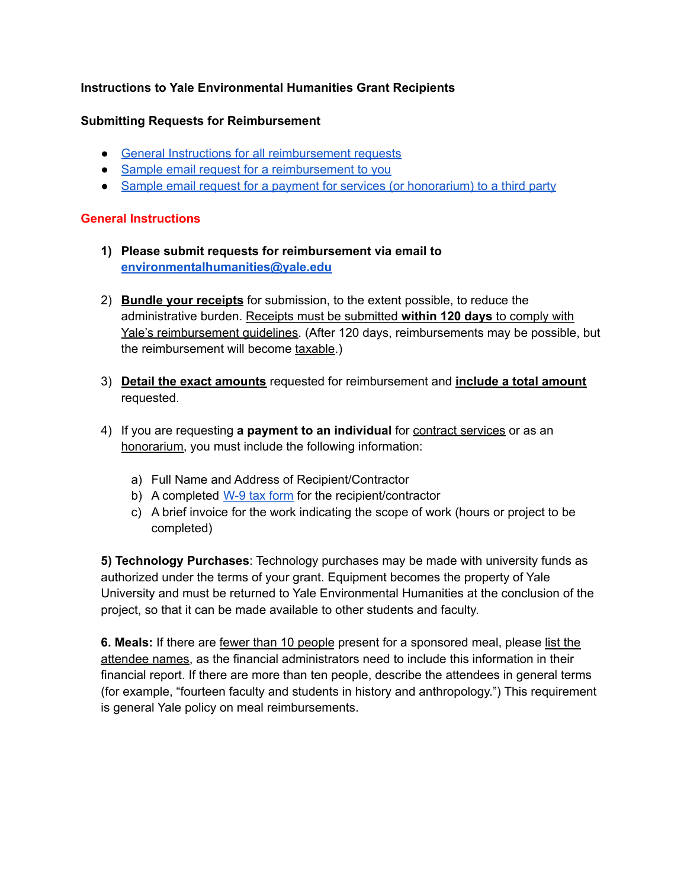# Instructions to Yale Environmental Humanities Grant Recipients

## Submitting Requests for Reimbursement

- General Instructions for all reimbursement requests
- Sample email request for a reimbursement to you
- Sample email request for a payment for services (or honorarium) to a third party

## General Instructions

1) **Please submit requests for reimbursement via email to environmentalhumanities@yale.edu**

2) **Bundle your receipts** for submission, to the extent possible, to reduce the administrative burden. Receipts must be submitted **within 120 days** to comply with Yale's reimbursement guidelines. (After 120 days, reimbursements may be possible, but the reimbursement will become taxable.)

3) **Detail the exact amounts** requested for reimbursement and **include a total amount** requested.

4) If you are requesting **a payment to an individual** for contract services or as an honorarium, you must include the following information:

   a) Full Name and Address of Recipient/Contractor
   b) A completed W-9 tax form for the recipient/contractor
   c) A brief invoice for the work indicating the scope of work (hours or project to be completed)

**5) Technology Purchases**: Technology purchases may be made with university funds as authorized under the terms of your grant. Equipment becomes the property of Yale University and must be returned to Yale Environmental Humanities at the conclusion of the project, so that it can be made available to other students and faculty.

**6. Meals:** If there are fewer than 10 people present for a sponsored meal, please list the attendee names, as the financial administrators need to include this information in their financial report. If there are more than ten people, describe the attendees in general terms (for example, "fourteen faculty and students in history and anthropology.") This requirement is general Yale policy on meal reimbursements.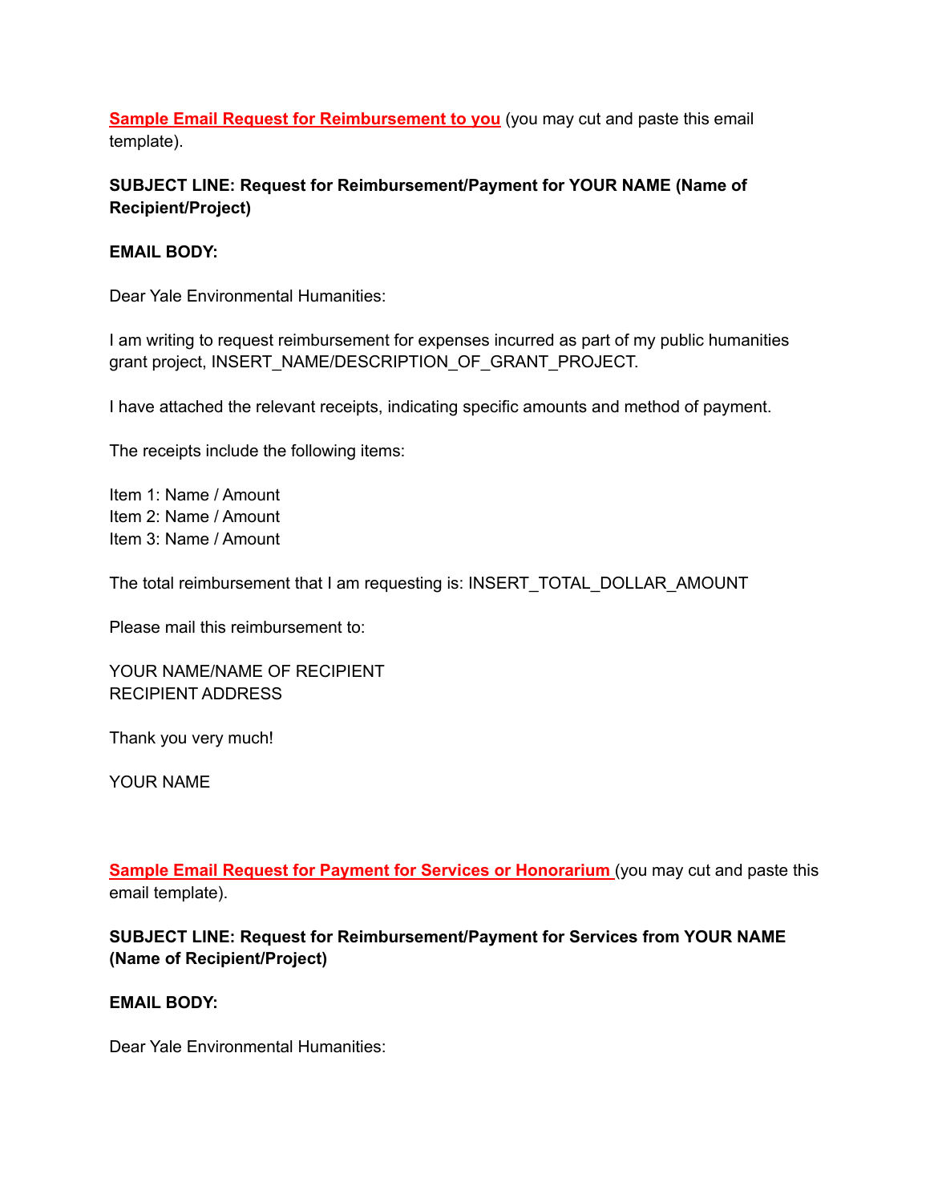**Sample Email Request for Reimbursement to you** (you may cut and paste this email template).

**SUBJECT LINE: Request for Reimbursement/Payment for YOUR NAME (Name of Recipient/Project)**

**EMAIL BODY:**

Dear Yale Environmental Humanities:

I am writing to request reimbursement for expenses incurred as part of my public humanities grant project, INSERT_NAME/DESCRIPTION_OF_GRANT_PROJECT.

I have attached the relevant receipts, indicating specific amounts and method of payment.

The receipts include the following items:

Item 1: Name / Amount
Item 2: Name / Amount
Item 3: Name / Amount

The total reimbursement that I am requesting is: INSERT_TOTAL_DOLLAR_AMOUNT

Please mail this reimbursement to:

YOUR NAME/NAME OF RECIPIENT
RECIPIENT ADDRESS

Thank you very much!

YOUR NAME

**Sample Email Request for Payment for Services or Honorarium** (you may cut and paste this email template).

**SUBJECT LINE: Request for Reimbursement/Payment for Services from YOUR NAME (Name of Recipient/Project)**

**EMAIL BODY:**

Dear Yale Environmental Humanities: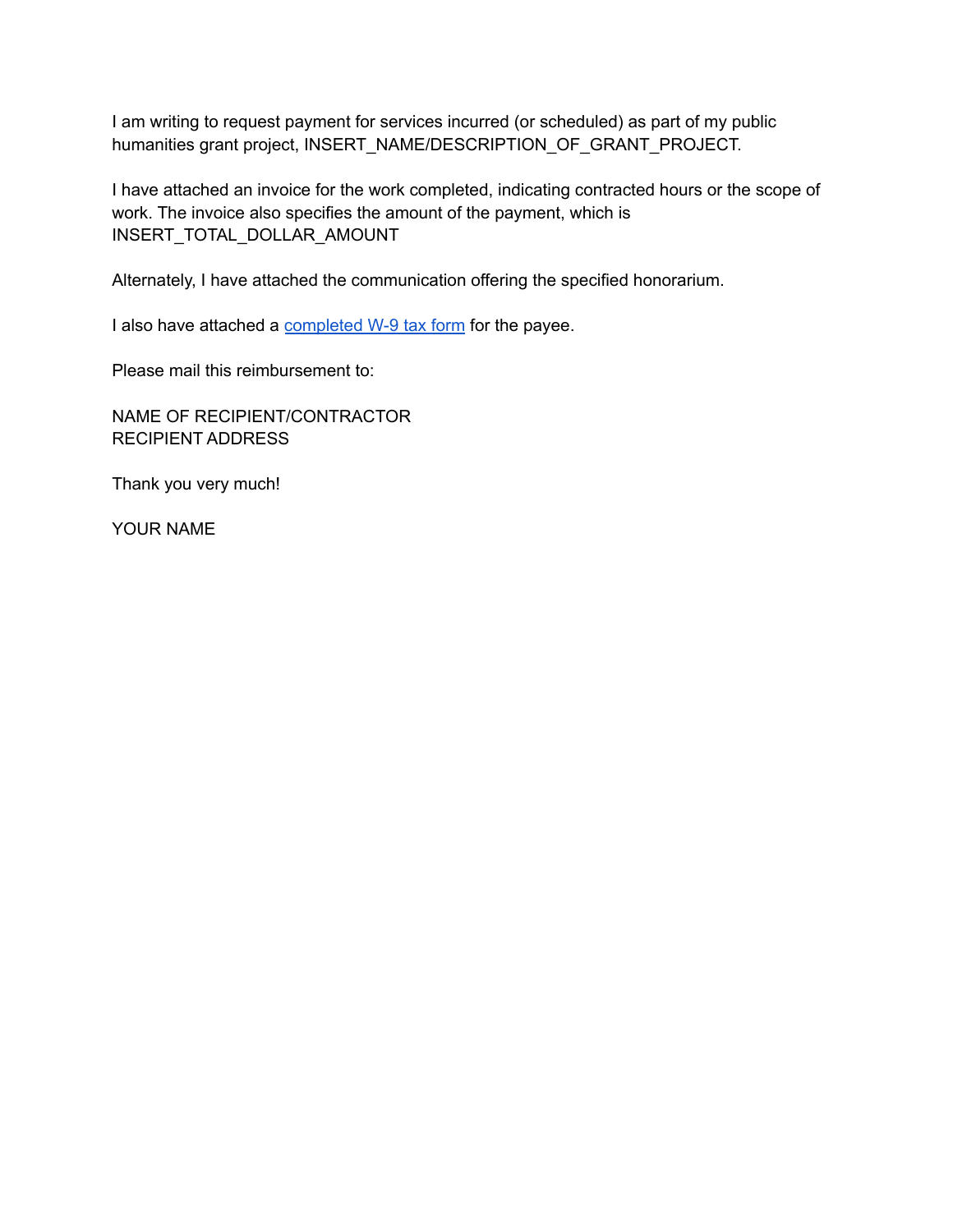I am writing to request payment for services incurred (or scheduled) as part of my public humanities grant project, INSERT_NAME/DESCRIPTION_OF_GRANT_PROJECT.

I have attached an invoice for the work completed, indicating contracted hours or the scope of work. The invoice also specifies the amount of the payment, which is INSERT_TOTAL_DOLLAR_AMOUNT

Alternately, I have attached the communication offering the specified honorarium.

I also have attached a completed W-9 tax form for the payee.

Please mail this reimbursement to:

NAME OF RECIPIENT/CONTRACTOR
RECIPIENT ADDRESS

Thank you very much!

YOUR NAME